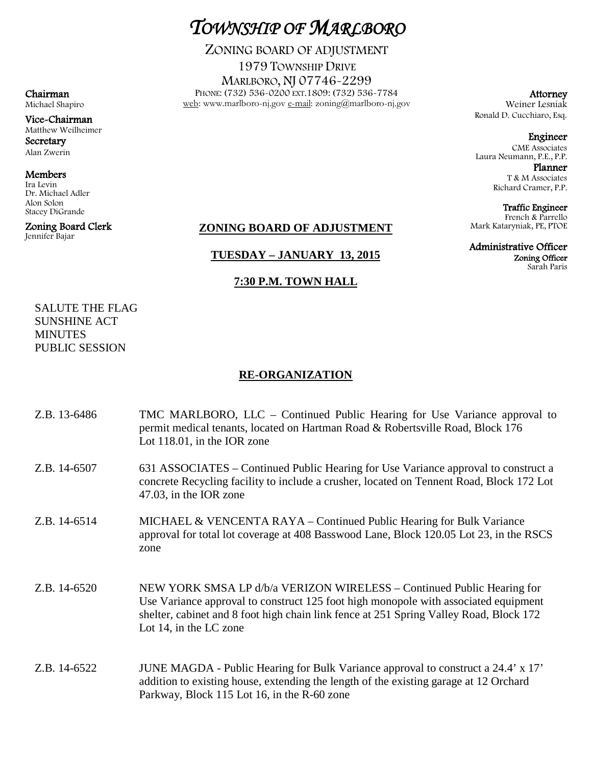# *TOWNSHIP OF MARLBORO*

ZONING BOARD OF ADJUSTMENT
1979 TOWNSHIP DRIVE
MARLBORO, NJ 07746-2299
PHONE: (732) 536-0200 EXT.1809: (732) 536-7784
web: www.marlboro-nj.gov e-mail: zoning@marlboro-nj.gov

**Chairman**
Michael Shapiro

**Vice-Chairman**
Matthew Weilheimer

**Secretary**
Alan Zwerin

**Members**
Ira Levin
Dr. Michael Adler
Alon Solon
Stacey DiGrande

**Zoning Board Clerk**
Jennifer Bajar

**Attorney**
Weiner Lesniak
Ronald D. Cucchiaro, Esq.

**Engineer**
CME Associates
Laura Neumann, P.E., P.P.

**Planner**
T & M Associates
Richard Cramer, P.P.

**Traffic Engineer**
French & Parrello
Mark Kataryniak, PE, PTOE

**Administrative Officer**
**Zoning Officer**
Sarah Paris

**ZONING BOARD OF ADJUSTMENT**

**TUESDAY – JANUARY 13, 2015**

**7:30 P.M. TOWN HALL**

SALUTE THE FLAG
SUNSHINE ACT
MINUTES
PUBLIC SESSION

**RE-ORGANIZATION**

Z.B. 13-6486 TMC MARLBORO, LLC – Continued Public Hearing for Use Variance approval to permit medical tenants, located on Hartman Road & Robertsville Road, Block 176 Lot 118.01, in the IOR zone

Z.B. 14-6507 631 ASSOCIATES – Continued Public Hearing for Use Variance approval to construct a concrete Recycling facility to include a crusher, located on Tennent Road, Block 172 Lot 47.03, in the IOR zone

Z.B. 14-6514 MICHAEL & VENCENTA RAYA – Continued Public Hearing for Bulk Variance approval for total lot coverage at 408 Basswood Lane, Block 120.05 Lot 23, in the RSCS zone

Z.B. 14-6520 NEW YORK SMSA LP d/b/a VERIZON WIRELESS – Continued Public Hearing for Use Variance approval to construct 125 foot high monopole with associated equipment shelter, cabinet and 8 foot high chain link fence at 251 Spring Valley Road, Block 172 Lot 14, in the LC zone

Z.B. 14-6522 JUNE MAGDA - Public Hearing for Bulk Variance approval to construct a 24.4' x 17' addition to existing house, extending the length of the existing garage at 12 Orchard Parkway, Block 115 Lot 16, in the R-60 zone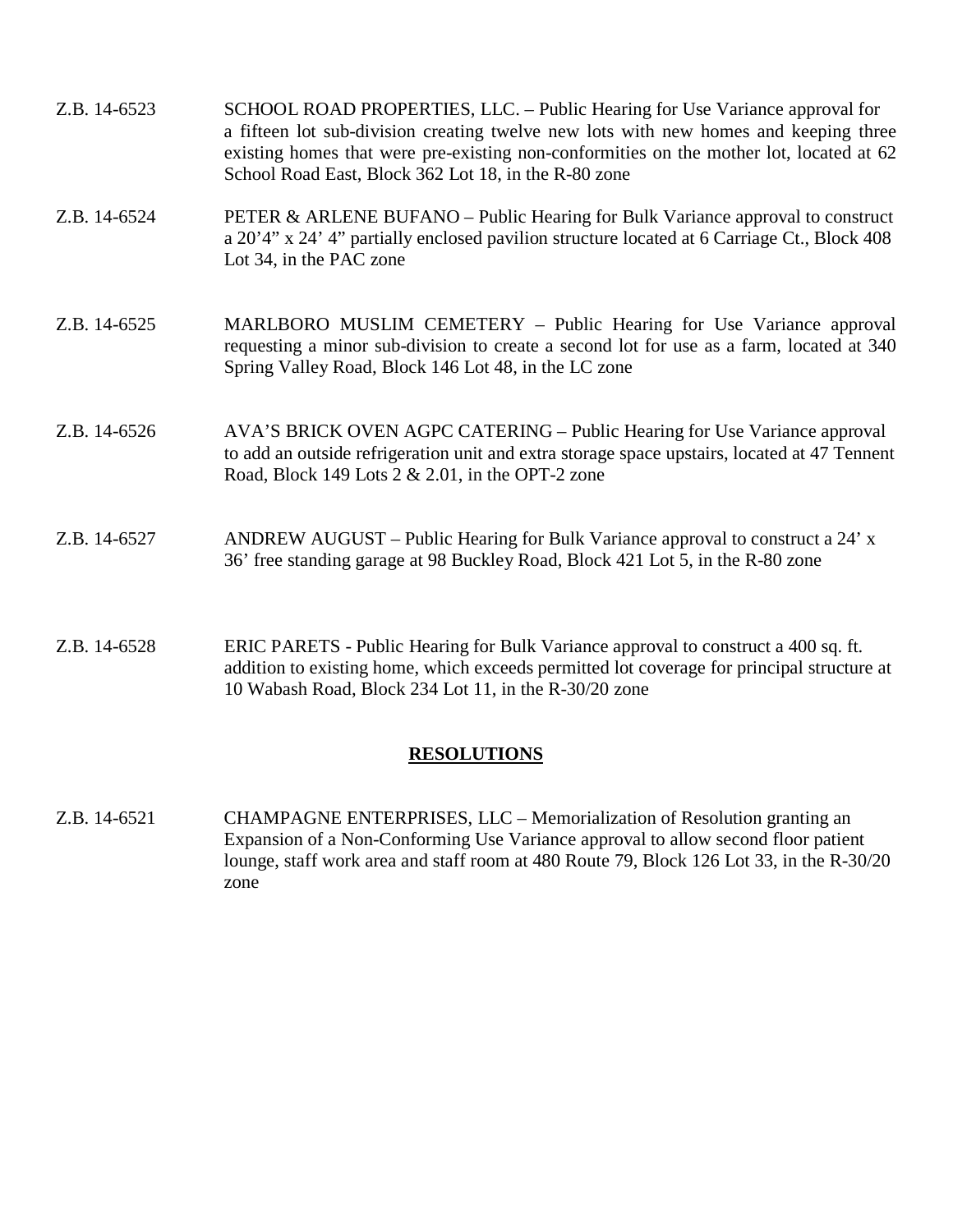Z.B. 14-6523 SCHOOL ROAD PROPERTIES, LLC. – Public Hearing for Use Variance approval for a fifteen lot sub-division creating twelve new lots with new homes and keeping three existing homes that were pre-existing non-conformities on the mother lot, located at 62 School Road East, Block 362 Lot 18, in the R-80 zone

Z.B. 14-6524 PETER & ARLENE BUFANO – Public Hearing for Bulk Variance approval to construct a 20'4" x 24' 4" partially enclosed pavilion structure located at 6 Carriage Ct., Block 408 Lot 34, in the PAC zone

Z.B. 14-6525 MARLBORO MUSLIM CEMETERY – Public Hearing for Use Variance approval requesting a minor sub-division to create a second lot for use as a farm, located at 340 Spring Valley Road, Block 146 Lot 48, in the LC zone

Z.B. 14-6526 AVA'S BRICK OVEN AGPC CATERING – Public Hearing for Use Variance approval to add an outside refrigeration unit and extra storage space upstairs, located at 47 Tennent Road, Block 149 Lots 2 & 2.01, in the OPT-2 zone

Z.B. 14-6527 ANDREW AUGUST – Public Hearing for Bulk Variance approval to construct a 24' x 36' free standing garage at 98 Buckley Road, Block 421 Lot 5, in the R-80 zone

Z.B. 14-6528 ERIC PARETS - Public Hearing for Bulk Variance approval to construct a 400 sq. ft. addition to existing home, which exceeds permitted lot coverage for principal structure at 10 Wabash Road, Block 234 Lot 11, in the R-30/20 zone

## RESOLUTIONS

Z.B. 14-6521 CHAMPAGNE ENTERPRISES, LLC – Memorialization of Resolution granting an Expansion of a Non-Conforming Use Variance approval to allow second floor patient lounge, staff work area and staff room at 480 Route 79, Block 126 Lot 33, in the R-30/20 zone